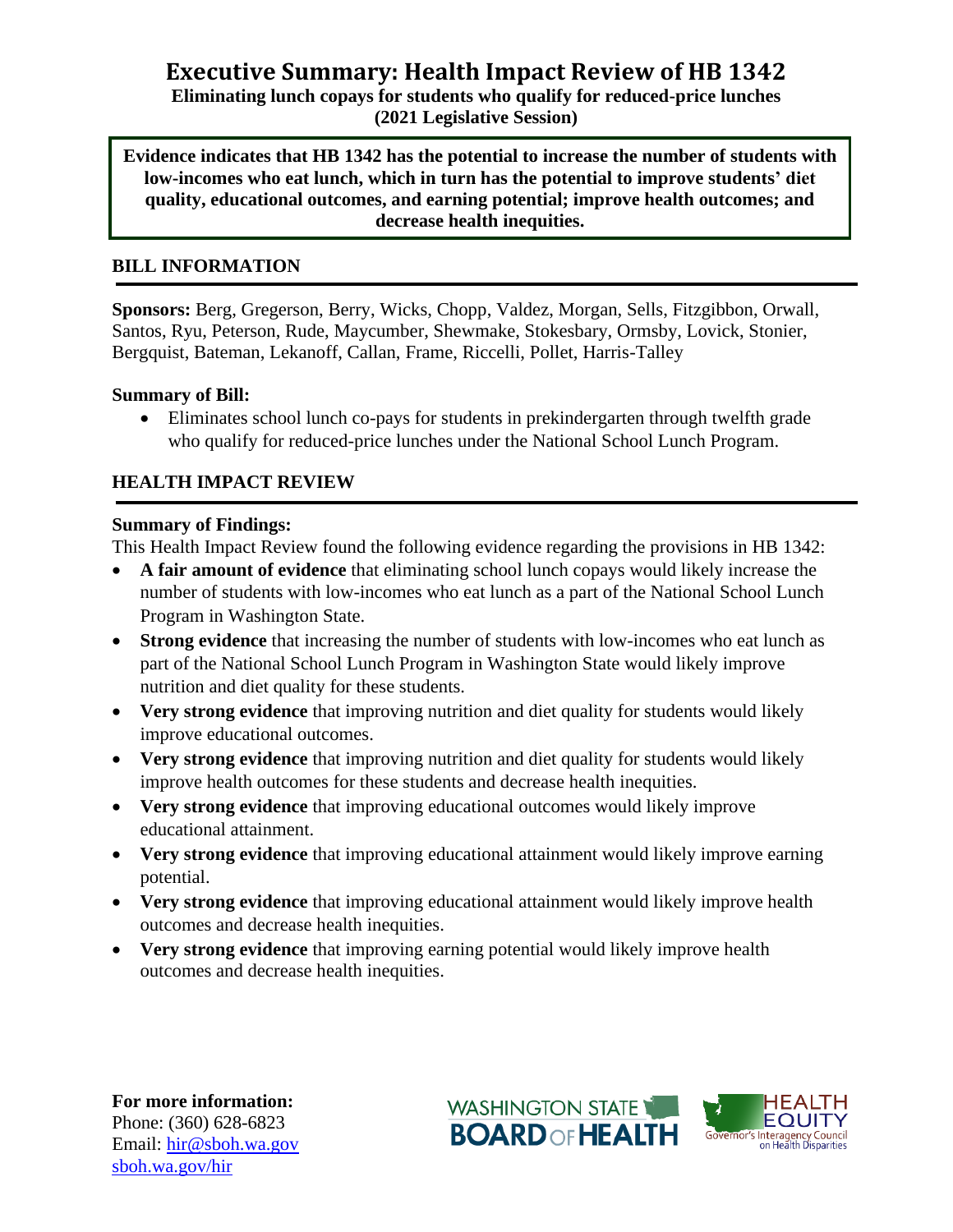# Executive Summary: Health Impact Review of HB 1342

**Eliminating lunch copays for students who qualify for reduced-price lunches (2021 Legislative Session)**

**Evidence indicates that HB 1342 has the potential to increase the number of students with low-incomes who eat lunch, which in turn has the potential to improve students' diet quality, educational outcomes, and earning potential; improve health outcomes; and decrease health inequities.**

## BILL INFORMATION

**Sponsors:** Berg, Gregerson, Berry, Wicks, Chopp, Valdez, Morgan, Sells, Fitzgibbon, Orwall, Santos, Ryu, Peterson, Rude, Maycumber, Shewmake, Stokesbary, Ormsby, Lovick, Stonier, Bergquist, Bateman, Lekanoff, Callan, Frame, Riccelli, Pollet, Harris-Talley

**Summary of Bill:**

- Eliminates school lunch co-pays for students in prekindergarten through twelfth grade who qualify for reduced-price lunches under the National School Lunch Program.

## HEALTH IMPACT REVIEW

**Summary of Findings:**

This Health Impact Review found the following evidence regarding the provisions in HB 1342:

- **A fair amount of evidence** that eliminating school lunch copays would likely increase the number of students with low-incomes who eat lunch as a part of the National School Lunch Program in Washington State.
- **Strong evidence** that increasing the number of students with low-incomes who eat lunch as part of the National School Lunch Program in Washington State would likely improve nutrition and diet quality for these students.
- **Very strong evidence** that improving nutrition and diet quality for students would likely improve educational outcomes.
- **Very strong evidence** that improving nutrition and diet quality for students would likely improve health outcomes for these students and decrease health inequities.
- **Very strong evidence** that improving educational outcomes would likely improve educational attainment.
- **Very strong evidence** that improving educational attainment would likely improve earning potential.
- **Very strong evidence** that improving educational attainment would likely improve health outcomes and decrease health inequities.
- **Very strong evidence** that improving earning potential would likely improve health outcomes and decrease health inequities.

**For more information:**
Phone: (360) 628-6823
Email: hir@sboh.wa.gov
sboh.wa.gov/hir

WASHINGTON STATE BOARD OF HEALTH

HEALTH EQUITY Governor's Interagency Council on Health Disparities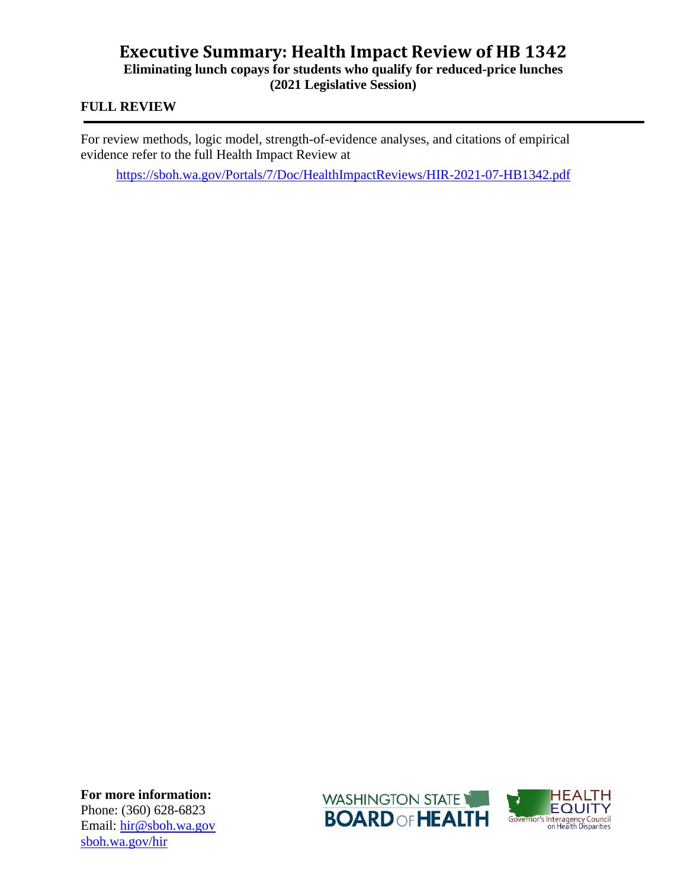# Executive Summary: Health Impact Review of HB 1342

**Eliminating lunch copays for students who qualify for reduced-price lunches**
**(2021 Legislative Session)**

## FULL REVIEW

For review methods, logic model, strength-of-evidence analyses, and citations of empirical evidence refer to the full Health Impact Review at

https://sboh.wa.gov/Portals/7/Doc/HealthImpactReviews/HIR-2021-07-HB1342.pdf

**For more information:**
Phone: (360) 628-6823
Email: hir@sboh.wa.gov
sboh.wa.gov/hir